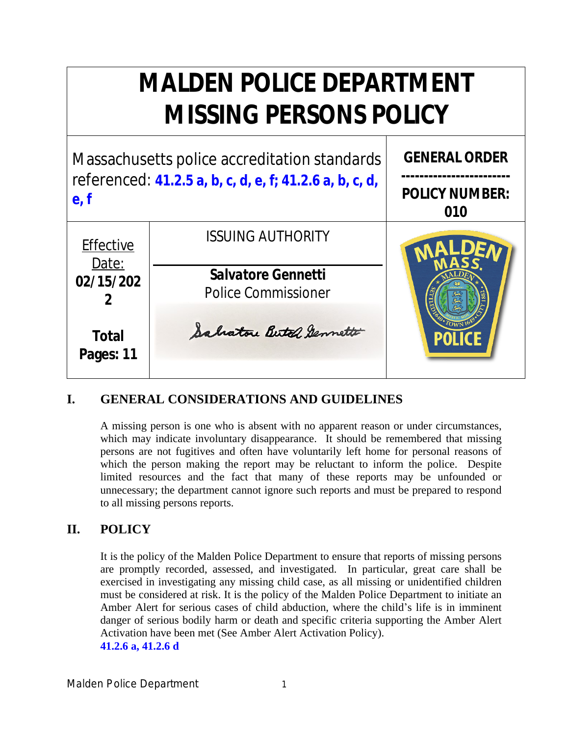# MALDEN POLICE DEPARTMENT MISSING PERSONS POLICY

| Massachusetts police accreditation standards referenced: **41.2.5 a, b, c, d, e, f; 41.2.6 a, b, c, d, e, f** | | **GENERAL ORDER** ------------------------ **POLICY NUMBER: 010** |
|---|---|---|
| Effective Date: **02/15/2022** | ISSUING AUTHORITY **Salvatore Gennetti** Police Commissioner | |
| **Total Pages: 11** | | |

## I. GENERAL CONSIDERATIONS AND GUIDELINES

A missing person is one who is absent with no apparent reason or under circumstances, which may indicate involuntary disappearance. It should be remembered that missing persons are not fugitives and often have voluntarily left home for personal reasons of which the person making the report may be reluctant to inform the police. Despite limited resources and the fact that many of these reports may be unfounded or unnecessary; the department cannot ignore such reports and must be prepared to respond to all missing persons reports.

## II. POLICY

It is the policy of the Malden Police Department to ensure that reports of missing persons are promptly recorded, assessed, and investigated. In particular, great care shall be exercised in investigating any missing child case, as all missing or unidentified children must be considered at risk. It is the policy of the Malden Police Department to initiate an Amber Alert for serious cases of child abduction, where the child's life is in imminent danger of serious bodily harm or death and specific criteria supporting the Amber Alert Activation have been met (See Amber Alert Activation Policy).
**41.2.6 a, 41.2.6 d**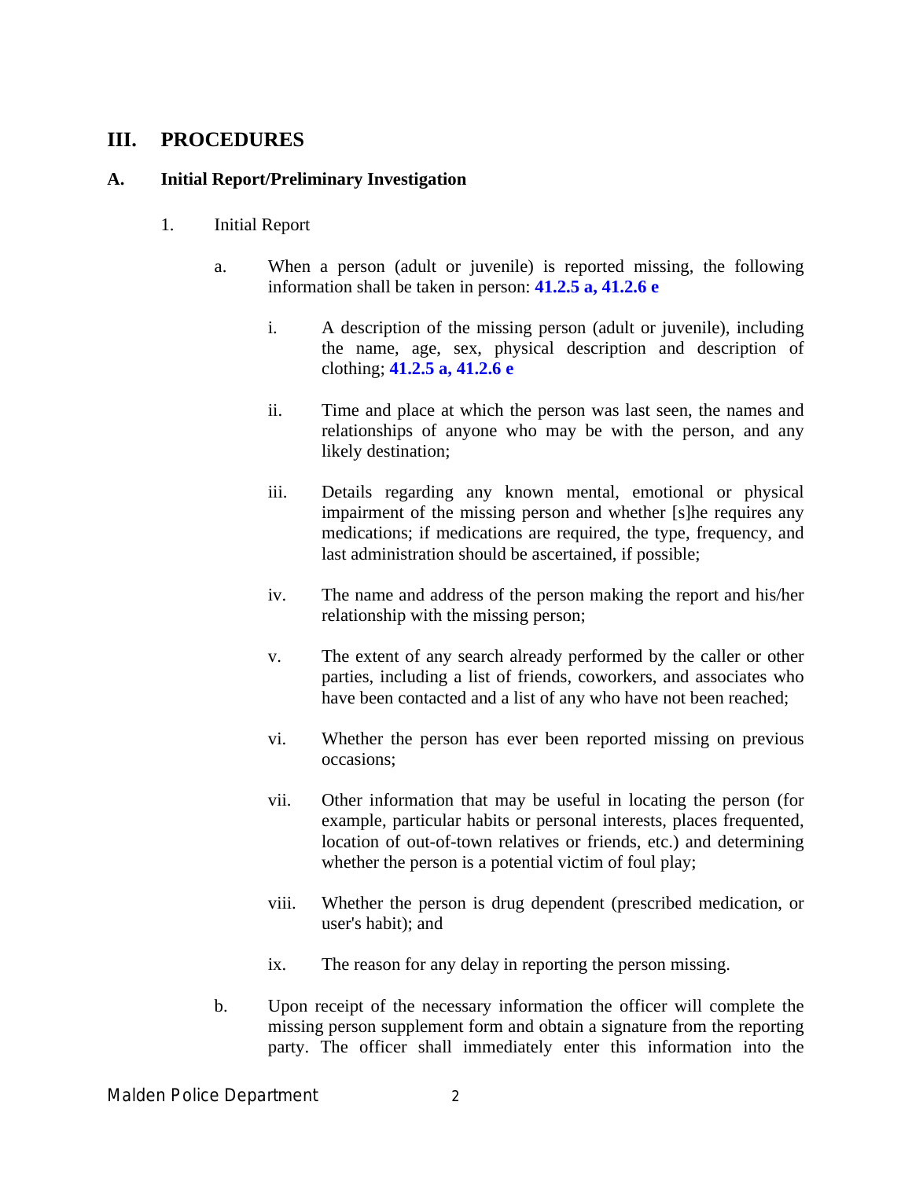# III. PROCEDURES

## A. Initial Report/Preliminary Investigation

1. Initial Report

   a. When a person (adult or juvenile) is reported missing, the following information shall be taken in person: **41.2.5 a, 41.2.6 e**

      i. A description of the missing person (adult or juvenile), including the name, age, sex, physical description and description of clothing; **41.2.5 a, 41.2.6 e**

      ii. Time and place at which the person was last seen, the names and relationships of anyone who may be with the person, and any likely destination;

      iii. Details regarding any known mental, emotional or physical impairment of the missing person and whether [s]he requires any medications; if medications are required, the type, frequency, and last administration should be ascertained, if possible;

      iv. The name and address of the person making the report and his/her relationship with the missing person;

      v. The extent of any search already performed by the caller or other parties, including a list of friends, coworkers, and associates who have been contacted and a list of any who have not been reached;

      vi. Whether the person has ever been reported missing on previous occasions;

      vii. Other information that may be useful in locating the person (for example, particular habits or personal interests, places frequented, location of out-of-town relatives or friends, etc.) and determining whether the person is a potential victim of foul play;

      viii. Whether the person is drug dependent (prescribed medication, or user's habit); and

      ix. The reason for any delay in reporting the person missing.

   b. Upon receipt of the necessary information the officer will complete the missing person supplement form and obtain a signature from the reporting party. The officer shall immediately enter this information into the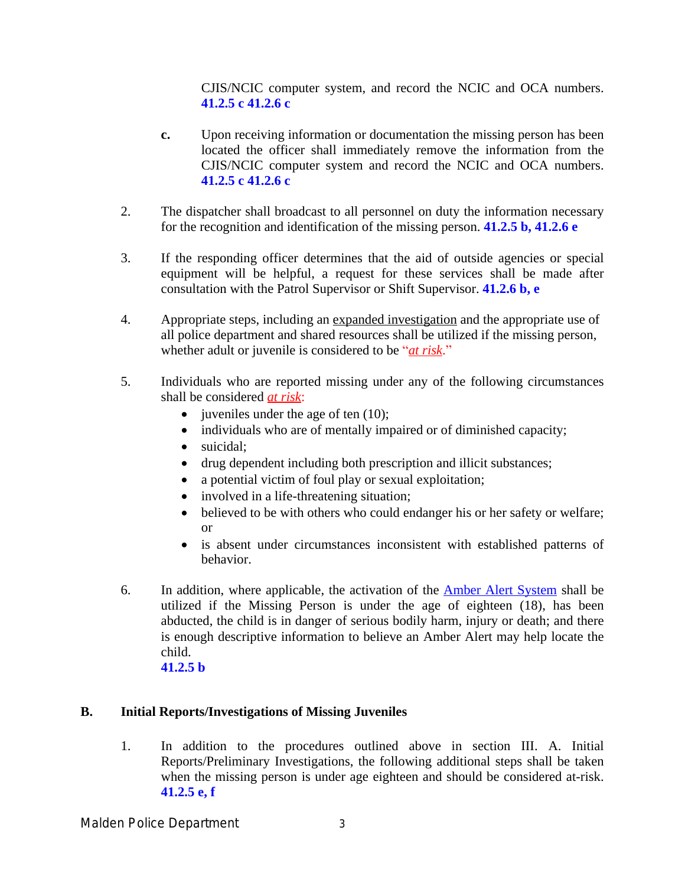CJIS/NCIC computer system, and record the NCIC and OCA numbers. **41.2.5 c 41.2.6 c**

**c.** Upon receiving information or documentation the missing person has been located the officer shall immediately remove the information from the CJIS/NCIC computer system and record the NCIC and OCA numbers. **41.2.5 c 41.2.6 c**

2. The dispatcher shall broadcast to all personnel on duty the information necessary for the recognition and identification of the missing person. **41.2.5 b, 41.2.6 e**

3. If the responding officer determines that the aid of outside agencies or special equipment will be helpful, a request for these services shall be made after consultation with the Patrol Supervisor or Shift Supervisor. **41.2.6 b, e**

4. Appropriate steps, including an expanded investigation and the appropriate use of all police department and shared resources shall be utilized if the missing person, whether adult or juvenile is considered to be "*at risk*."

5. Individuals who are reported missing under any of the following circumstances shall be considered *at risk*:
   - juveniles under the age of ten (10);
   - individuals who are of mentally impaired or of diminished capacity;
   - suicidal;
   - drug dependent including both prescription and illicit substances;
   - a potential victim of foul play or sexual exploitation;
   - involved in a life-threatening situation;
   - believed to be with others who could endanger his or her safety or welfare; or
   - is absent under circumstances inconsistent with established patterns of behavior.

6. In addition, where applicable, the activation of the Amber Alert System shall be utilized if the Missing Person is under the age of eighteen (18), has been abducted, the child is in danger of serious bodily harm, injury or death; and there is enough descriptive information to believe an Amber Alert may help locate the child.
   **41.2.5 b**

## B. Initial Reports/Investigations of Missing Juveniles

1. In addition to the procedures outlined above in section III. A. Initial Reports/Preliminary Investigations, the following additional steps shall be taken when the missing person is under age eighteen and should be considered at-risk. **41.2.5 e, f**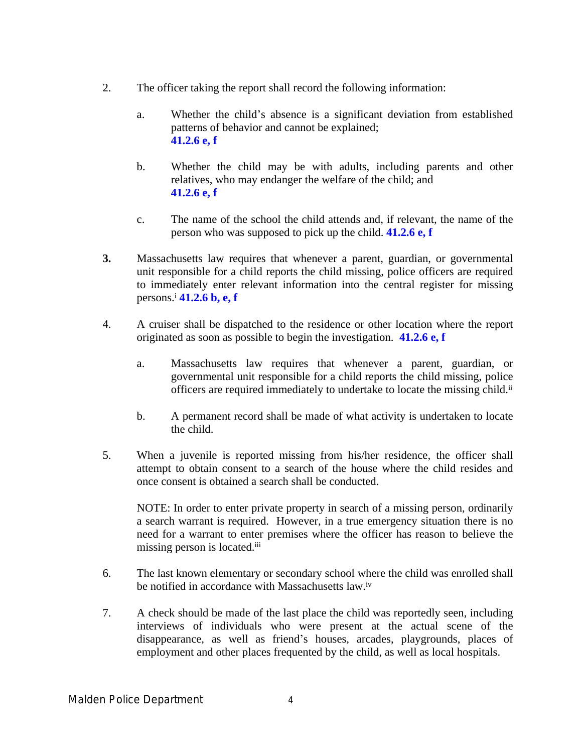2. The officer taking the report shall record the following information:

   a. Whether the child's absence is a significant deviation from established patterns of behavior and cannot be explained;
   **41.2.6 e, f**

   b. Whether the child may be with adults, including parents and other relatives, who may endanger the welfare of the child; and
   **41.2.6 e, f**

   c. The name of the school the child attends and, if relevant, the name of the person who was supposed to pick up the child. **41.2.6 e, f**

**3.** Massachusetts law requires that whenever a parent, guardian, or governmental unit responsible for a child reports the child missing, police officers are required to immediately enter relevant information into the central register for missing persons.[i] **41.2.6 b, e, f**

4. A cruiser shall be dispatched to the residence or other location where the report originated as soon as possible to begin the investigation. **41.2.6 e, f**

   a. Massachusetts law requires that whenever a parent, guardian, or governmental unit responsible for a child reports the child missing, police officers are required immediately to undertake to locate the missing child.[ii]

   b. A permanent record shall be made of what activity is undertaken to locate the child.

5. When a juvenile is reported missing from his/her residence, the officer shall attempt to obtain consent to a search of the house where the child resides and once consent is obtained a search shall be conducted.

   NOTE: In order to enter private property in search of a missing person, ordinarily a search warrant is required. However, in a true emergency situation there is no need for a warrant to enter premises where the officer has reason to believe the missing person is located.[iii]

6. The last known elementary or secondary school where the child was enrolled shall be notified in accordance with Massachusetts law.[iv]

7. A check should be made of the last place the child was reportedly seen, including interviews of individuals who were present at the actual scene of the disappearance, as well as friend's houses, arcades, playgrounds, places of employment and other places frequented by the child, as well as local hospitals.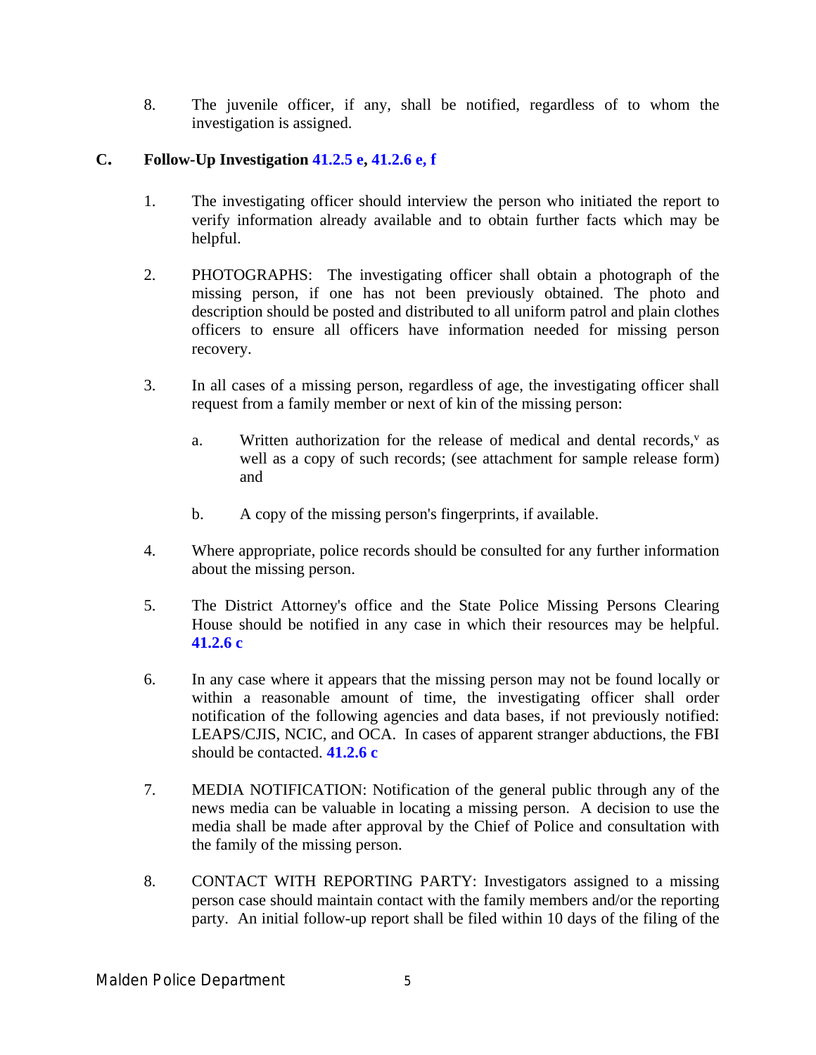8. The juvenile officer, if any, shall be notified, regardless of to whom the investigation is assigned.

## C. Follow-Up Investigation 41.2.5 e, 41.2.6 e, f

1. The investigating officer should interview the person who initiated the report to verify information already available and to obtain further facts which may be helpful.

2. PHOTOGRAPHS: The investigating officer shall obtain a photograph of the missing person, if one has not been previously obtained. The photo and description should be posted and distributed to all uniform patrol and plain clothes officers to ensure all officers have information needed for missing person recovery.

3. In all cases of a missing person, regardless of age, the investigating officer shall request from a family member or next of kin of the missing person:

   a. Written authorization for the release of medical and dental records,[v] as well as a copy of such records; (see attachment for sample release form) and

   b. A copy of the missing person's fingerprints, if available.

4. Where appropriate, police records should be consulted for any further information about the missing person.

5. The District Attorney's office and the State Police Missing Persons Clearing House should be notified in any case in which their resources may be helpful. **41.2.6 c**

6. In any case where it appears that the missing person may not be found locally or within a reasonable amount of time, the investigating officer shall order notification of the following agencies and data bases, if not previously notified: LEAPS/CJIS, NCIC, and OCA. In cases of apparent stranger abductions, the FBI should be contacted. **41.2.6 c**

7. MEDIA NOTIFICATION: Notification of the general public through any of the news media can be valuable in locating a missing person. A decision to use the media shall be made after approval by the Chief of Police and consultation with the family of the missing person.

8. CONTACT WITH REPORTING PARTY: Investigators assigned to a missing person case should maintain contact with the family members and/or the reporting party. An initial follow-up report shall be filed within 10 days of the filing of the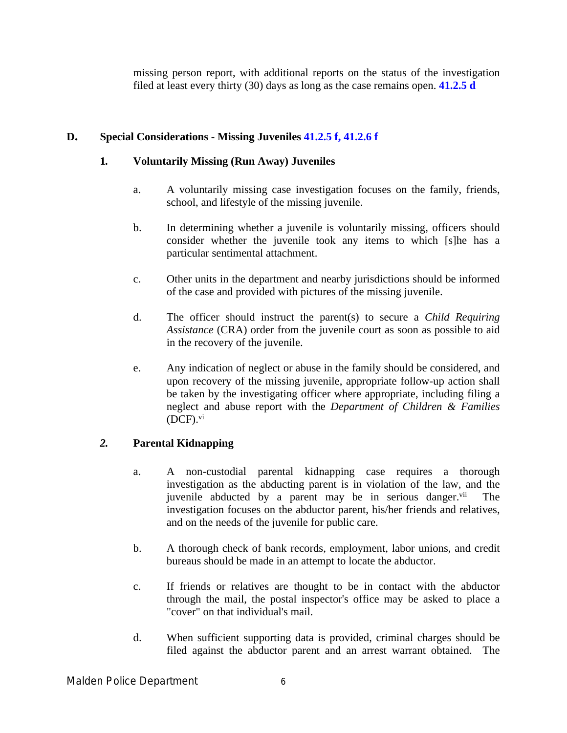missing person report, with additional reports on the status of the investigation filed at least every thirty (30) days as long as the case remains open. **41.2.5 d**

## D. Special Considerations - Missing Juveniles 41.2.5 f, 41.2.6 f

### 1. Voluntarily Missing (Run Away) Juveniles

a. A voluntarily missing case investigation focuses on the family, friends, school, and lifestyle of the missing juvenile.

b. In determining whether a juvenile is voluntarily missing, officers should consider whether the juvenile took any items to which [s]he has a particular sentimental attachment.

c. Other units in the department and nearby jurisdictions should be informed of the case and provided with pictures of the missing juvenile.

d. The officer should instruct the parent(s) to secure a *Child Requiring Assistance* (CRA) order from the juvenile court as soon as possible to aid in the recovery of the juvenile.

e. Any indication of neglect or abuse in the family should be considered, and upon recovery of the missing juvenile, appropriate follow-up action shall be taken by the investigating officer where appropriate, including filing a neglect and abuse report with the *Department of Children & Families* (DCF).[vi]

### *2.* Parental Kidnapping

a. A non-custodial parental kidnapping case requires a thorough investigation as the abducting parent is in violation of the law, and the juvenile abducted by a parent may be in serious danger.[vii] The investigation focuses on the abductor parent, his/her friends and relatives, and on the needs of the juvenile for public care.

b. A thorough check of bank records, employment, labor unions, and credit bureaus should be made in an attempt to locate the abductor.

c. If friends or relatives are thought to be in contact with the abductor through the mail, the postal inspector's office may be asked to place a "cover" on that individual's mail.

d. When sufficient supporting data is provided, criminal charges should be filed against the abductor parent and an arrest warrant obtained. The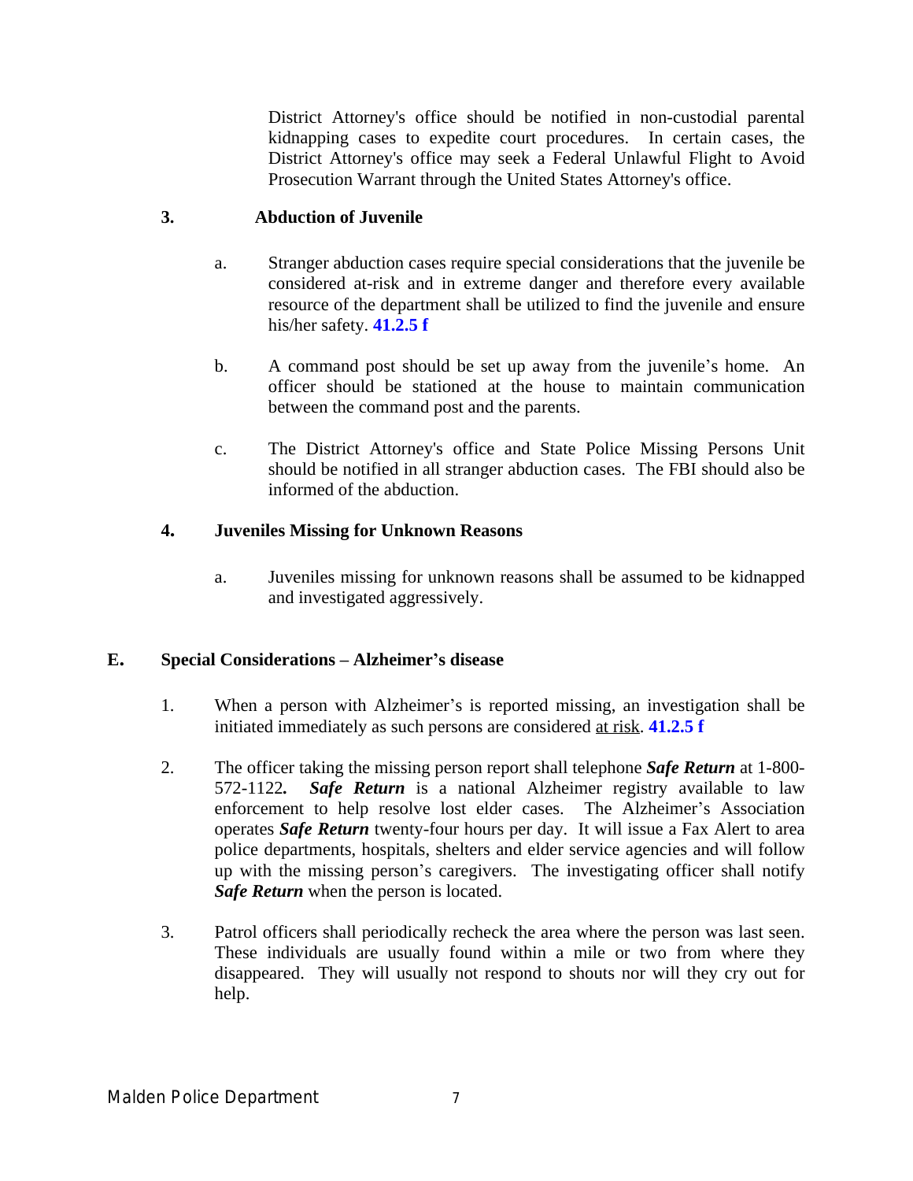District Attorney's office should be notified in non-custodial parental kidnapping cases to expedite court procedures. In certain cases, the District Attorney's office may seek a Federal Unlawful Flight to Avoid Prosecution Warrant through the United States Attorney's office.

**3. Abduction of Juvenile**

a. Stranger abduction cases require special considerations that the juvenile be considered at-risk and in extreme danger and therefore every available resource of the department shall be utilized to find the juvenile and ensure his/her safety. **41.2.5 f**

b. A command post should be set up away from the juvenile's home. An officer should be stationed at the house to maintain communication between the command post and the parents.

c. The District Attorney's office and State Police Missing Persons Unit should be notified in all stranger abduction cases. The FBI should also be informed of the abduction.

**4. Juveniles Missing for Unknown Reasons**

a. Juveniles missing for unknown reasons shall be assumed to be kidnapped and investigated aggressively.

## E. Special Considerations – Alzheimer's disease

1. When a person with Alzheimer's is reported missing, an investigation shall be initiated immediately as such persons are considered <u>at risk</u>. **41.2.5 f**

2. The officer taking the missing person report shall telephone ***Safe Return*** at 1-800-572-1122***.*** ***Safe Return*** is a national Alzheimer registry available to law enforcement to help resolve lost elder cases. The Alzheimer's Association operates ***Safe Return*** twenty-four hours per day. It will issue a Fax Alert to area police departments, hospitals, shelters and elder service agencies and will follow up with the missing person's caregivers. The investigating officer shall notify ***Safe Return*** when the person is located.

3. Patrol officers shall periodically recheck the area where the person was last seen. These individuals are usually found within a mile or two from where they disappeared. They will usually not respond to shouts nor will they cry out for help.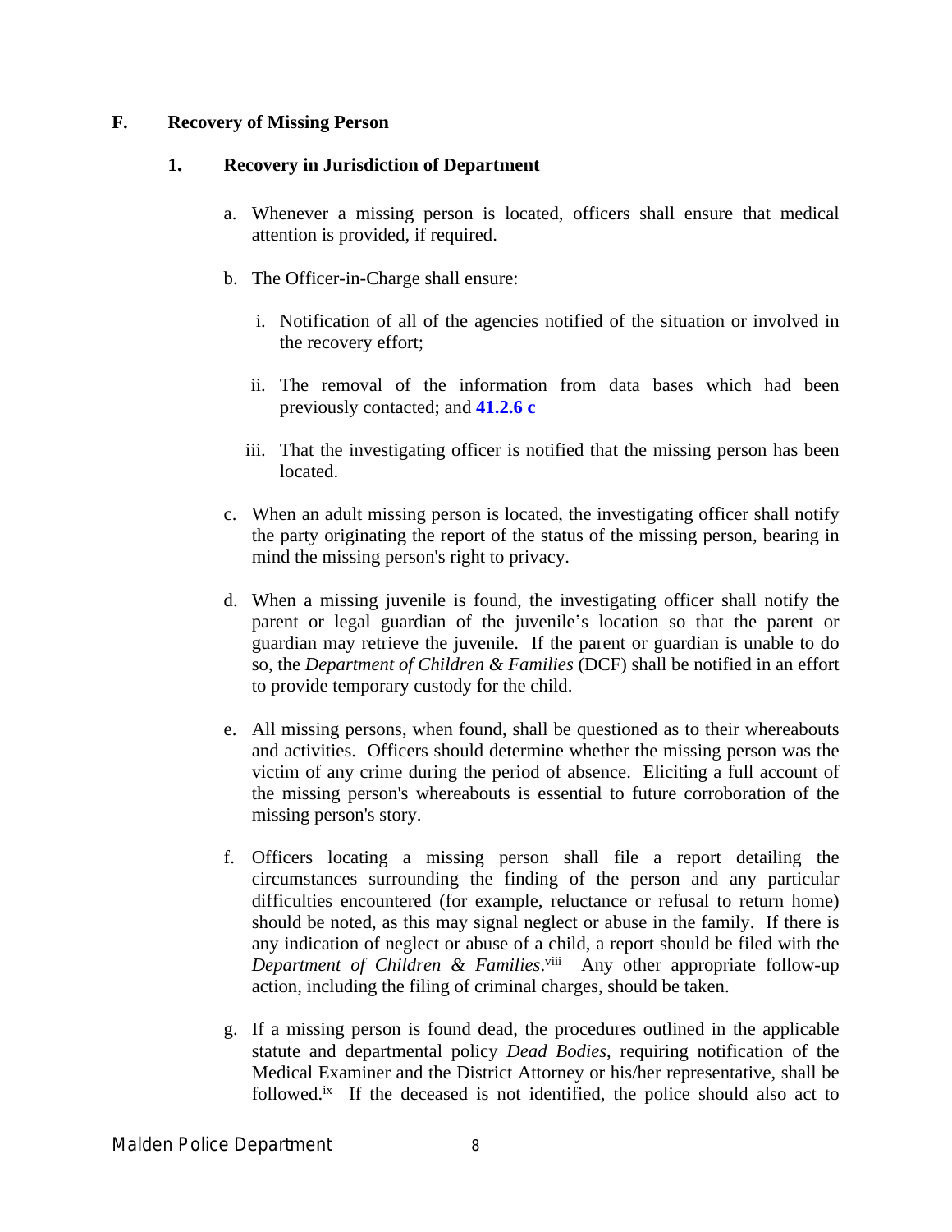## F. Recovery of Missing Person

### 1. Recovery in Jurisdiction of Department

a. Whenever a missing person is located, officers shall ensure that medical attention is provided, if required.

b. The Officer-in-Charge shall ensure:

   i. Notification of all of the agencies notified of the situation or involved in the recovery effort;

   ii. The removal of the information from data bases which had been previously contacted; and **41.2.6 c**

   iii. That the investigating officer is notified that the missing person has been located.

c. When an adult missing person is located, the investigating officer shall notify the party originating the report of the status of the missing person, bearing in mind the missing person's right to privacy.

d. When a missing juvenile is found, the investigating officer shall notify the parent or legal guardian of the juvenile's location so that the parent or guardian may retrieve the juvenile. If the parent or guardian is unable to do so, the *Department of Children & Families* (DCF) shall be notified in an effort to provide temporary custody for the child.

e. All missing persons, when found, shall be questioned as to their whereabouts and activities. Officers should determine whether the missing person was the victim of any crime during the period of absence. Eliciting a full account of the missing person's whereabouts is essential to future corroboration of the missing person's story.

f. Officers locating a missing person shall file a report detailing the circumstances surrounding the finding of the person and any particular difficulties encountered (for example, reluctance or refusal to return home) should be noted, as this may signal neglect or abuse in the family. If there is any indication of neglect or abuse of a child, a report should be filed with the *Department of Children & Families*.[viii] Any other appropriate follow-up action, including the filing of criminal charges, should be taken.

g. If a missing person is found dead, the procedures outlined in the applicable statute and departmental policy *Dead Bodies*, requiring notification of the Medical Examiner and the District Attorney or his/her representative, shall be followed.[ix] If the deceased is not identified, the police should also act to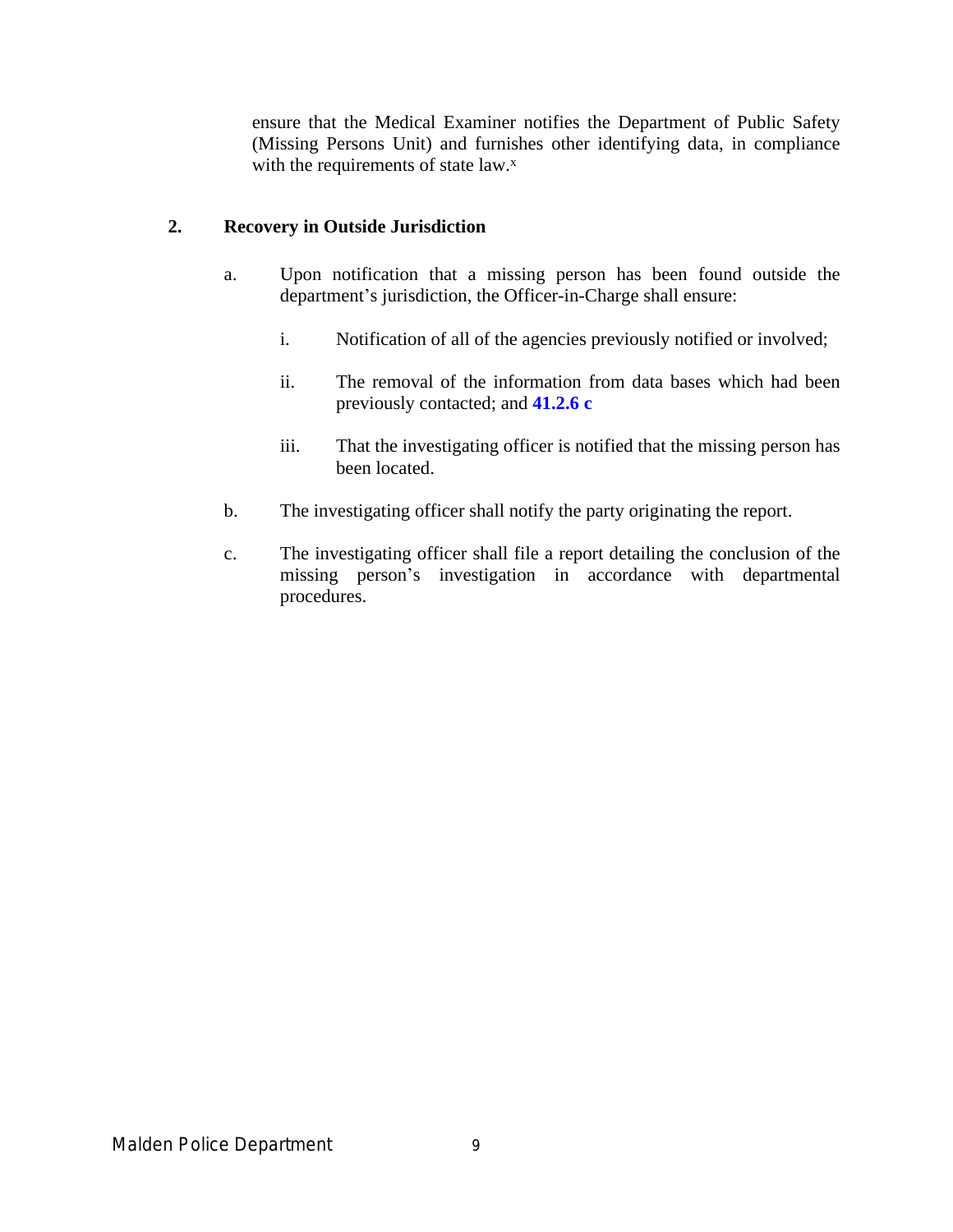ensure that the Medical Examiner notifies the Department of Public Safety (Missing Persons Unit) and furnishes other identifying data, in compliance with the requirements of state law.[x]

**2. Recovery in Outside Jurisdiction**

a. Upon notification that a missing person has been found outside the department's jurisdiction, the Officer-in-Charge shall ensure:

   i. Notification of all of the agencies previously notified or involved;

   ii. The removal of the information from data bases which had been previously contacted; and **41.2.6 c**

   iii. That the investigating officer is notified that the missing person has been located.

b. The investigating officer shall notify the party originating the report.

c. The investigating officer shall file a report detailing the conclusion of the missing person's investigation in accordance with departmental procedures.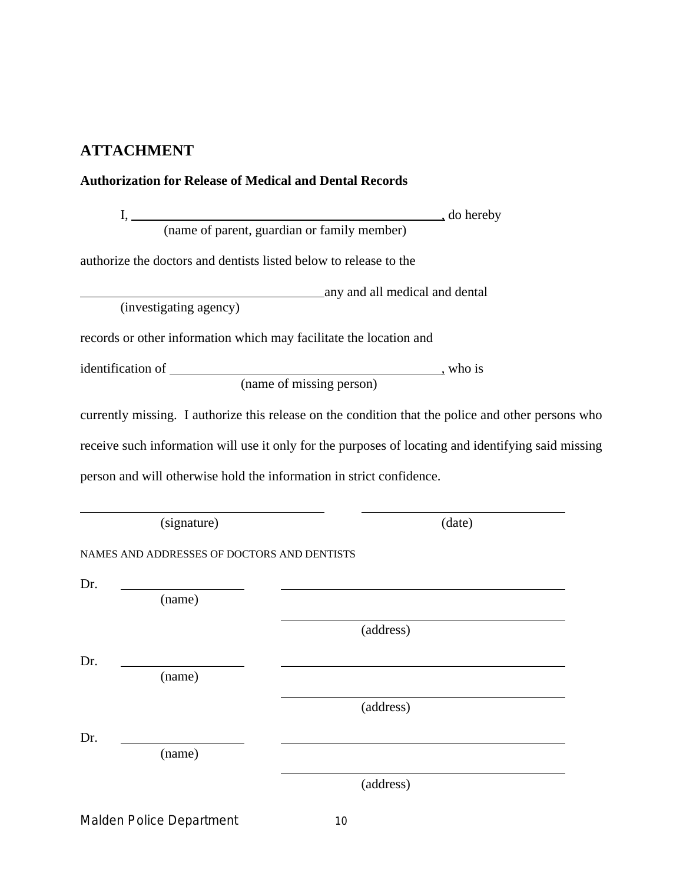## ATTACHMENT

**Authorization for Release of Medical and Dental Records**

I, ________________________________________________, do hereby
(name of parent, guardian or family member)

authorize the doctors and dentists listed below to release to the

______________________________________ any and all medical and dental
(investigating agency)

records or other information which may facilitate the location and

identification of ________________________________________, who is
(name of missing person)

currently missing. I authorize this release on the condition that the police and other persons who receive such information will use it only for the purposes of locating and identifying said missing person and will otherwise hold the information in strict confidence.

______________________________________ ______________________________
(signature) (date)

NAMES AND ADDRESSES OF DOCTORS AND DENTISTS

Dr. ____________________ ________________________________________
(name)
________________________________________
(address)

Dr. ____________________ ________________________________________
(name)
________________________________________
(address)

Dr. ____________________ ________________________________________
(name)
________________________________________
(address)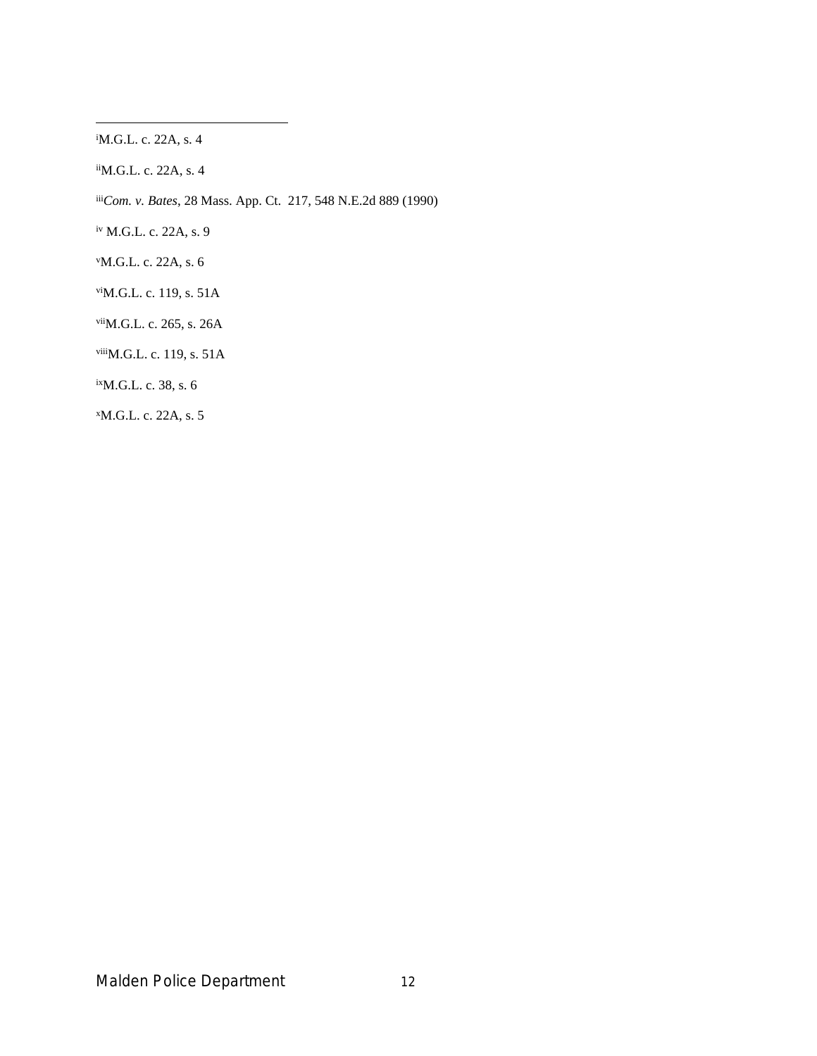---

[i]M.G.L. c. 22A, s. 4

[ii]M.G.L. c. 22A, s. 4

[iii]*Com. v. Bates*, 28 Mass. App. Ct. 217, 548 N.E.2d 889 (1990)

[iv] M.G.L. c. 22A, s. 9

[v]M.G.L. c. 22A, s. 6

[vi]M.G.L. c. 119, s. 51A

[vii]M.G.L. c. 265, s. 26A

[viii]M.G.L. c. 119, s. 51A

[ix]M.G.L. c. 38, s. 6

[x]M.G.L. c. 22A, s. 5